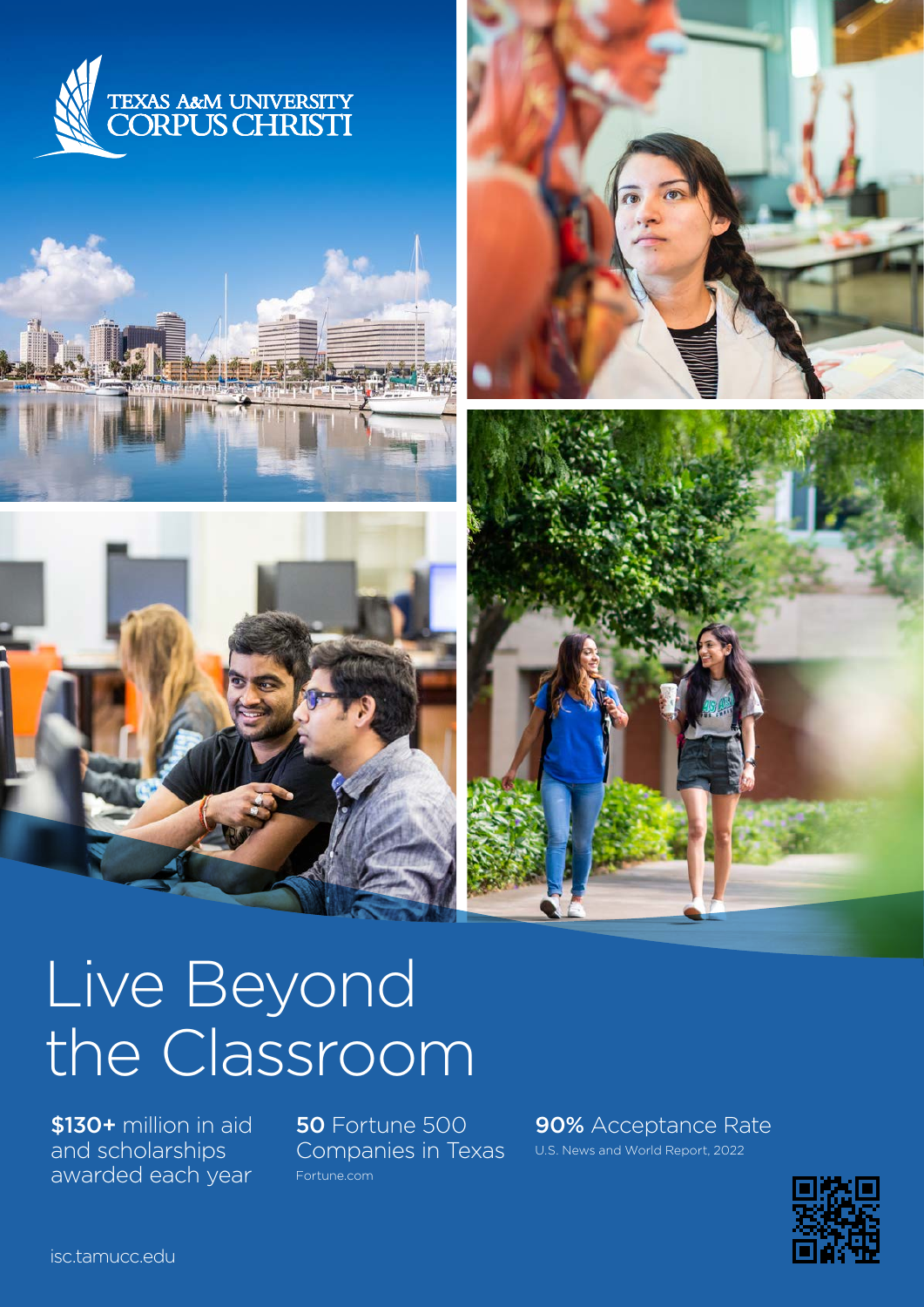TEXAS A&M UNIVERSITY CORPUS CHRISTI

# Live Beyond the Classroom

**$130+** million in aid and scholarships awarded each year

**50** Fortune 500 Companies in Texas
Fortune.com

**90%** Acceptance Rate
U.S. News and World Report, 2022

isc.tamucc.edu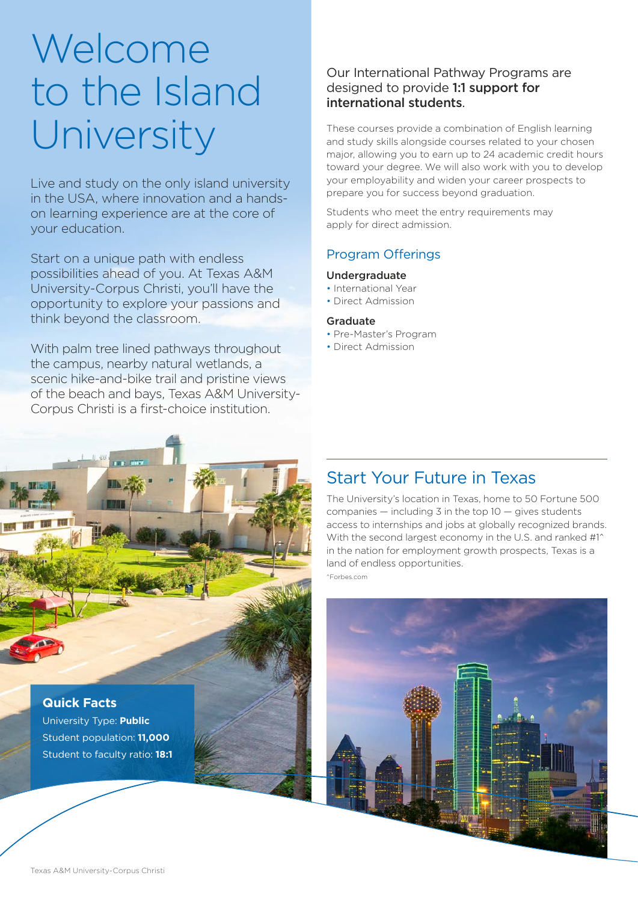# Welcome to the Island University

Live and study on the only island university in the USA, where innovation and a hands-on learning experience are at the core of your education.

Start on a unique path with endless possibilities ahead of you. At Texas A&M University-Corpus Christi, you'll have the opportunity to explore your passions and think beyond the classroom.

With palm tree lined pathways throughout the campus, nearby natural wetlands, a scenic hike-and-bike trail and pristine views of the beach and bays, Texas A&M University-Corpus Christi is a first-choice institution.

**Quick Facts**

University Type: **Public**

Student population: **11,000**

Student to faculty ratio: **18:1**

Our International Pathway Programs are designed to provide **1:1 support for international students**.

These courses provide a combination of English learning and study skills alongside courses related to your chosen major, allowing you to earn up to 24 academic credit hours toward your degree. We will also work with you to develop your employability and widen your career prospects to prepare you for success beyond graduation.

Students who meet the entry requirements may apply for direct admission.

## Program Offerings

**Undergraduate**

- International Year
- Direct Admission

**Graduate**

- Pre-Master's Program
- Direct Admission

## Start Your Future in Texas

The University's location in Texas, home to 50 Fortune 500 companies — including 3 in the top 10 — gives students access to internships and jobs at globally recognized brands. With the second largest economy in the U.S. and ranked #1^ in the nation for employment growth prospects, Texas is a land of endless opportunities.

^Forbes.com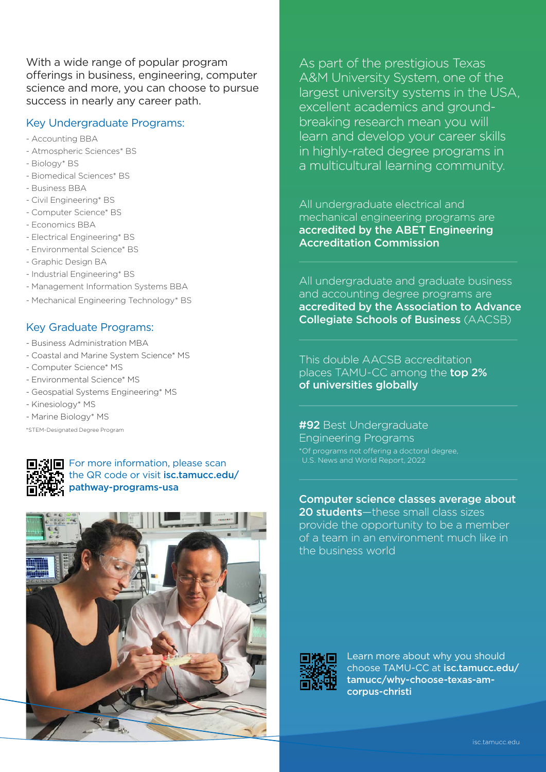With a wide range of popular program offerings in business, engineering, computer science and more, you can choose to pursue success in nearly any career path.

## Key Undergraduate Programs:

- Accounting BBA
- Atmospheric Sciences* BS
- Biology* BS
- Biomedical Sciences* BS
- Business BBA
- Civil Engineering* BS
- Computer Science* BS
- Economics BBA
- Electrical Engineering* BS
- Environmental Science* BS
- Graphic Design BA
- Industrial Engineering* BS
- Management Information Systems BBA
- Mechanical Engineering Technology* BS

## Key Graduate Programs:

- Business Administration MBA
- Coastal and Marine System Science* MS
- Computer Science* MS
- Environmental Science* MS
- Geospatial Systems Engineering* MS
- Kinesiology* MS
- Marine Biology* MS

*STEM-Designated Degree Program

For more information, please scan the QR code or visit **isc.tamucc.edu/pathway-programs-usa**

As part of the prestigious Texas A&M University System, one of the largest university systems in the USA, excellent academics and ground-breaking research mean you will learn and develop your career skills in highly-rated degree programs in a multicultural learning community.

All undergraduate electrical and mechanical engineering programs are **accredited by the ABET Engineering Accreditation Commission**

All undergraduate and graduate business and accounting degree programs are **accredited by the Association to Advance Collegiate Schools of Business** (AACSB)

This double AACSB accreditation places TAMU-CC among the **top 2% of universities globally**

**#92** Best Undergraduate Engineering Programs

*Of programs not offering a doctoral degree, U.S. News and World Report, 2022

**Computer science classes average about 20 students**—these small class sizes provide the opportunity to be a member of a team in an environment much like in the business world

Learn more about why you should choose TAMU-CC at **isc.tamucc.edu/tamucc/why-choose-texas-am-corpus-christi**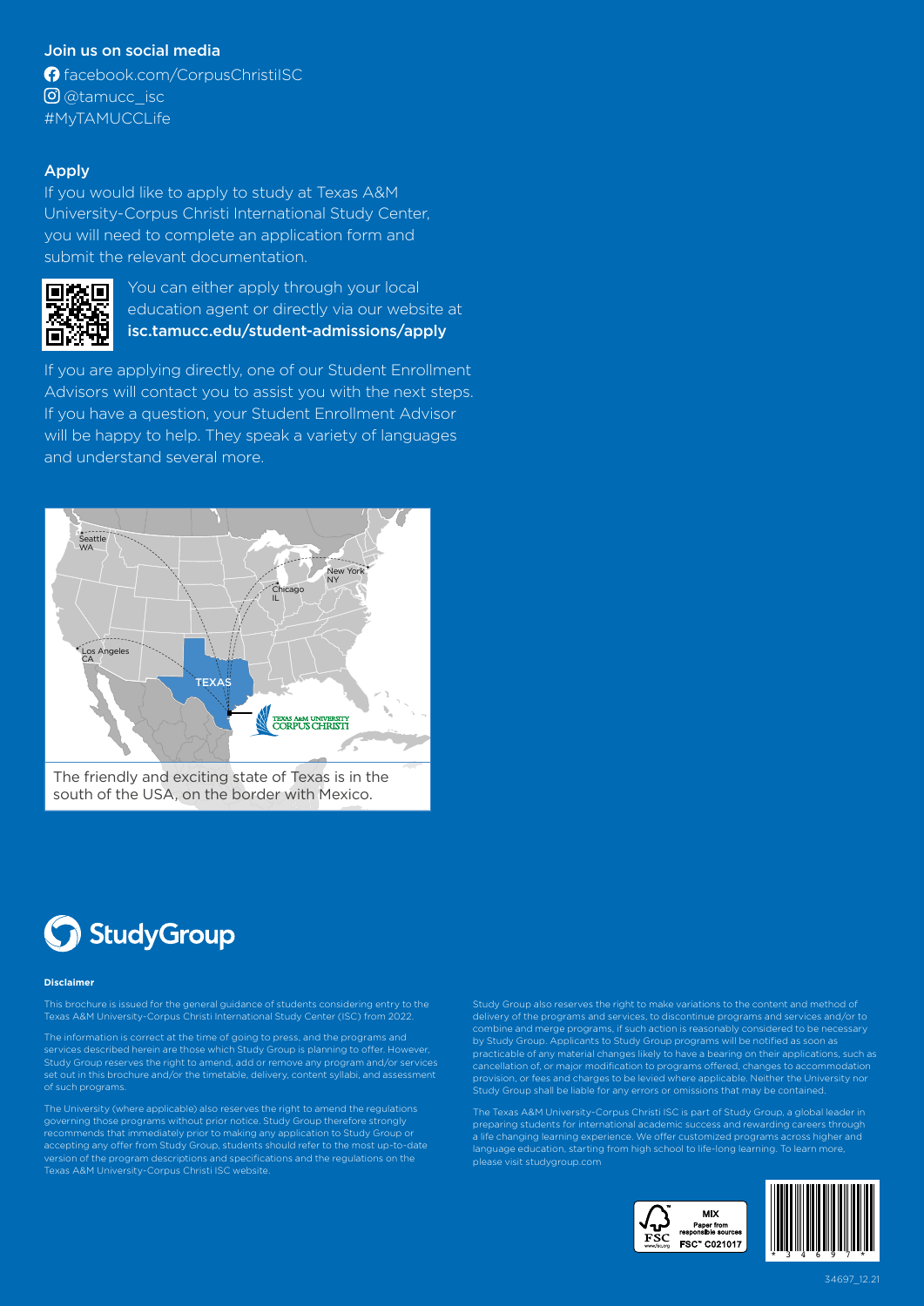## Join us on social media

facebook.com/CorpusChristiISC
@tamucc_isc
#MyTAMUCCLife

## Apply

If you would like to apply to study at Texas A&M University-Corpus Christi International Study Center, you will need to complete an application form and submit the relevant documentation.

You can either apply through your local education agent or directly via our website at **isc.tamucc.edu/student-admissions/apply**

If you are applying directly, one of our Student Enrollment Advisors will contact you to assist you with the next steps. If you have a question, your Student Enrollment Advisor will be happy to help. They speak a variety of languages and understand several more.

Seattle WA
New York NY
Chicago IL
Los Angeles CA
TEXAS
TEXAS A&M UNIVERSITY CORPUS CHRISTI

The friendly and exciting state of Texas is in the south of the USA, on the border with Mexico.

StudyGroup

**Disclaimer**

This brochure is issued for the general guidance of students considering entry to the Texas A&M University-Corpus Christi International Study Center (ISC) from 2022.

The information is correct at the time of going to press, and the programs and services described herein are those which Study Group is planning to offer. However, Study Group reserves the right to amend, add or remove any program and/or services set out in this brochure and/or the timetable, delivery, content syllabi, and assessment of such programs.

The University (where applicable) also reserves the right to amend the regulations governing those programs without prior notice. Study Group therefore strongly recommends that immediately prior to making any application to Study Group or accepting any offer from Study Group, students should refer to the most up-to-date version of the program descriptions and specifications and the regulations on the Texas A&M University-Corpus Christi ISC website.

Study Group also reserves the right to make variations to the content and method of delivery of the programs and services, to discontinue programs and services and/or to combine and merge programs, if such action is reasonably considered to be necessary by Study Group. Applicants to Study Group programs will be notified as soon as practicable of any material changes likely to have a bearing on their applications, such as cancellation of, or major modification to programs offered, changes to accommodation provision, or fees and charges to be levied where applicable. Neither the University nor Study Group shall be liable for any errors or omissions that may be contained.

The Texas A&M University-Corpus Christi ISC is part of Study Group, a global leader in preparing students for international academic success and rewarding careers through a life changing learning experience. We offer customized programs across higher and language education, starting from high school to life-long learning. To learn more, please visit studygroup.com

MIX Paper from responsible sources FSC™ C021017

*34697*

34697_12.21